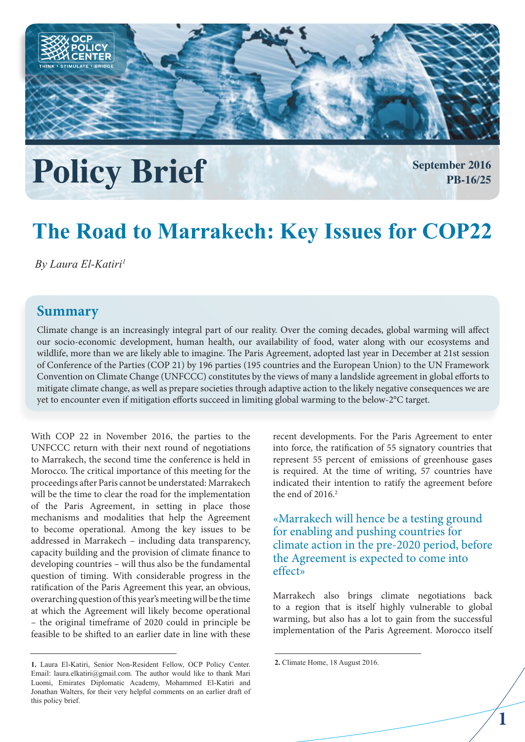# Policy Brief

**September 2016**
**PB-16/25**

# The Road to Marrakech: Key Issues for COP22

*By Laura El-Katiri[1]*

## Summary

Climate change is an increasingly integral part of our reality. Over the coming decades, global warming will affect our socio-economic development, human health, our availability of food, water along with our ecosystems and wildlife, more than we are likely able to imagine. The Paris Agreement, adopted last year in December at 21st session of Conference of the Parties (COP 21) by 196 parties (195 countries and the European Union) to the UN Framework Convention on Climate Change (UNFCCC) constitutes by the views of many a landslide agreement in global efforts to mitigate climate change, as well as prepare societies through adaptive action to the likely negative consequences we are yet to encounter even if mitigation efforts succeed in limiting global warming to the below-2°C target.

With COP 22 in November 2016, the parties to the UNFCCC return with their next round of negotiations to Marrakech, the second time the conference is held in Morocco. The critical importance of this meeting for the proceedings after Paris cannot be understated: Marrakech will be the time to clear the road for the implementation of the Paris Agreement, in setting in place those mechanisms and modalities that help the Agreement to become operational. Among the key issues to be addressed in Marrakech – including data transparency, capacity building and the provision of climate finance to developing countries – will thus also be the fundamental question of timing. With considerable progress in the ratification of the Paris Agreement this year, an obvious, overarching question of this year's meeting will be the time at which the Agreement will likely become operational – the original timeframe of 2020 could in principle be feasible to be shifted to an earlier date in line with these recent developments. For the Paris Agreement to enter into force, the ratification of 55 signatory countries that represent 55 percent of emissions of greenhouse gases is required. At the time of writing, 57 countries have indicated their intention to ratify the agreement before the end of 2016.[2]

> «Marrakech will hence be a testing ground for enabling and pushing countries for climate action in the pre-2020 period, before the Agreement is expected to come into effect»

Marrakech also brings climate negotiations back to a region that is itself highly vulnerable to global warming, but also has a lot to gain from the successful implementation of the Paris Agreement. Morocco itself

---

**1.** Laura El-Katiri, Senior Non-Resident Fellow, OCP Policy Center. Email: laura.elkatiri@gmail.com. The author would like to thank Mari Luomi, Emirates Diplomatic Academy, Mohammed El-Katiri and Jonathan Walters, for their very helpful comments on an earlier draft of this policy brief.

**2.** Climate Home, 18 August 2016.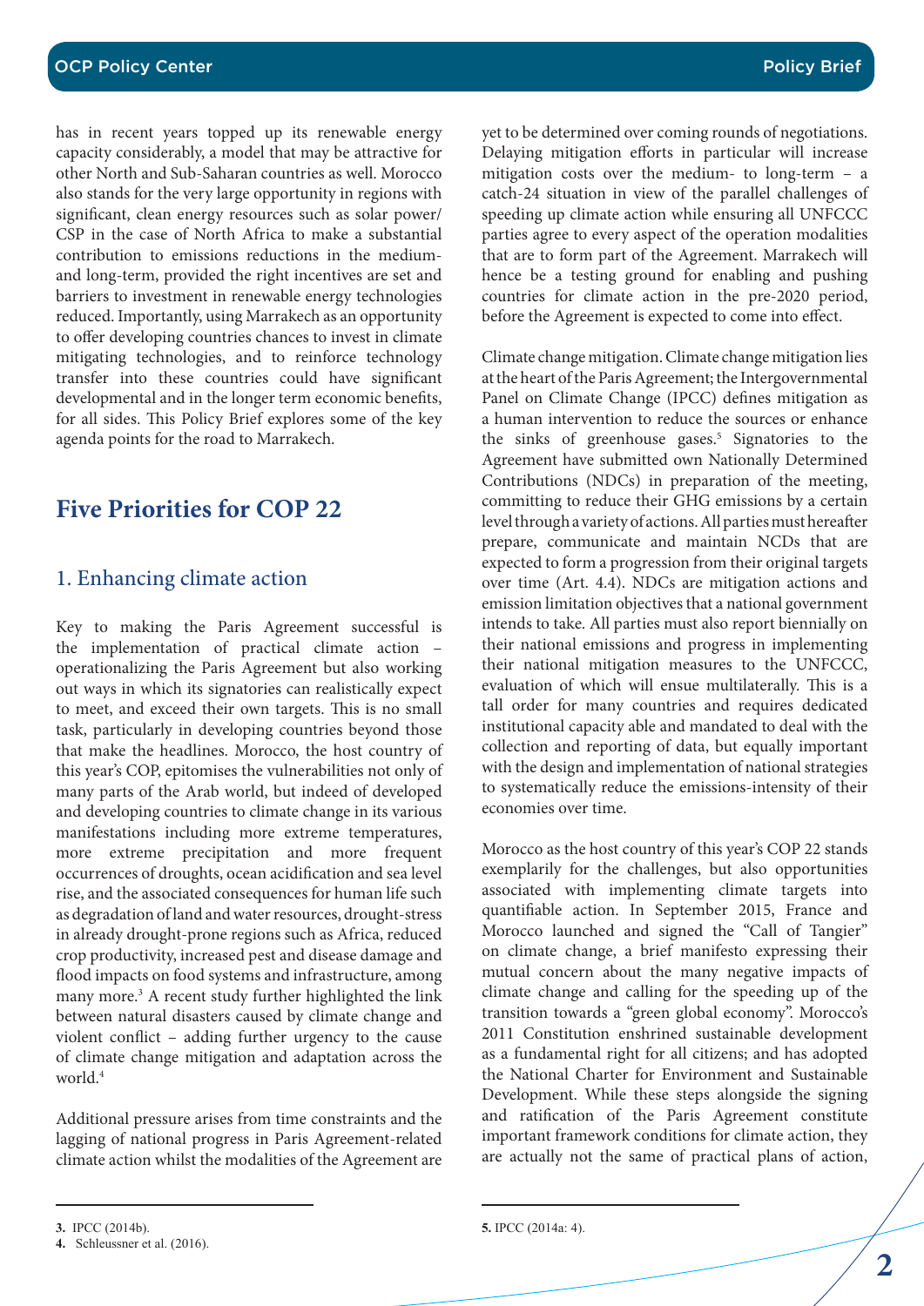has in recent years topped up its renewable energy capacity considerably, a model that may be attractive for other North and Sub-Saharan countries as well. Morocco also stands for the very large opportunity in regions with significant, clean energy resources such as solar power/CSP in the case of North Africa to make a substantial contribution to emissions reductions in the medium- and long-term, provided the right incentives are set and barriers to investment in renewable energy technologies reduced. Importantly, using Marrakech as an opportunity to offer developing countries chances to invest in climate mitigating technologies, and to reinforce technology transfer into these countries could have significant developmental and in the longer term economic benefits, for all sides. This Policy Brief explores some of the key agenda points for the road to Marrakech.

## Five Priorities for COP 22

### 1. Enhancing climate action

Key to making the Paris Agreement successful is the implementation of practical climate action – operationalizing the Paris Agreement but also working out ways in which its signatories can realistically expect to meet, and exceed their own targets. This is no small task, particularly in developing countries beyond those that make the headlines. Morocco, the host country of this year's COP, epitomises the vulnerabilities not only of many parts of the Arab world, but indeed of developed and developing countries to climate change in its various manifestations including more extreme temperatures, more extreme precipitation and more frequent occurrences of droughts, ocean acidification and sea level rise, and the associated consequences for human life such as degradation of land and water resources, drought-stress in already drought-prone regions such as Africa, reduced crop productivity, increased pest and disease damage and flood impacts on food systems and infrastructure, among many more.[3] A recent study further highlighted the link between natural disasters caused by climate change and violent conflict – adding further urgency to the cause of climate change mitigation and adaptation across the world.[4]

Additional pressure arises from time constraints and the lagging of national progress in Paris Agreement-related climate action whilst the modalities of the Agreement are yet to be determined over coming rounds of negotiations. Delaying mitigation efforts in particular will increase mitigation costs over the medium- to long-term – a catch-24 situation in view of the parallel challenges of speeding up climate action while ensuring all UNFCCC parties agree to every aspect of the operation modalities that are to form part of the Agreement. Marrakech will hence be a testing ground for enabling and pushing countries for climate action in the pre-2020 period, before the Agreement is expected to come into effect.

Climate change mitigation. Climate change mitigation lies at the heart of the Paris Agreement; the Intergovernmental Panel on Climate Change (IPCC) defines mitigation as a human intervention to reduce the sources or enhance the sinks of greenhouse gases.[5] Signatories to the Agreement have submitted own Nationally Determined Contributions (NDCs) in preparation of the meeting, committing to reduce their GHG emissions by a certain level through a variety of actions. All parties must hereafter prepare, communicate and maintain NCDs that are expected to form a progression from their original targets over time (Art. 4.4). NDCs are mitigation actions and emission limitation objectives that a national government intends to take. All parties must also report biennially on their national emissions and progress in implementing their national mitigation measures to the UNFCCC, evaluation of which will ensue multilaterally. This is a tall order for many countries and requires dedicated institutional capacity able and mandated to deal with the collection and reporting of data, but equally important with the design and implementation of national strategies to systematically reduce the emissions-intensity of their economies over time.

Morocco as the host country of this year's COP 22 stands exemplarily for the challenges, but also opportunities associated with implementing climate targets into quantifiable action. In September 2015, France and Morocco launched and signed the "Call of Tangier" on climate change, a brief manifesto expressing their mutual concern about the many negative impacts of climate change and calling for the speeding up of the transition towards a "green global economy". Morocco's 2011 Constitution enshrined sustainable development as a fundamental right for all citizens; and has adopted the National Charter for Environment and Sustainable Development. While these steps alongside the signing and ratification of the Paris Agreement constitute important framework conditions for climate action, they are actually not the same of practical plans of action,

---

3. IPCC (2014b).
4. Schleussner et al. (2016).
5. IPCC (2014a: 4).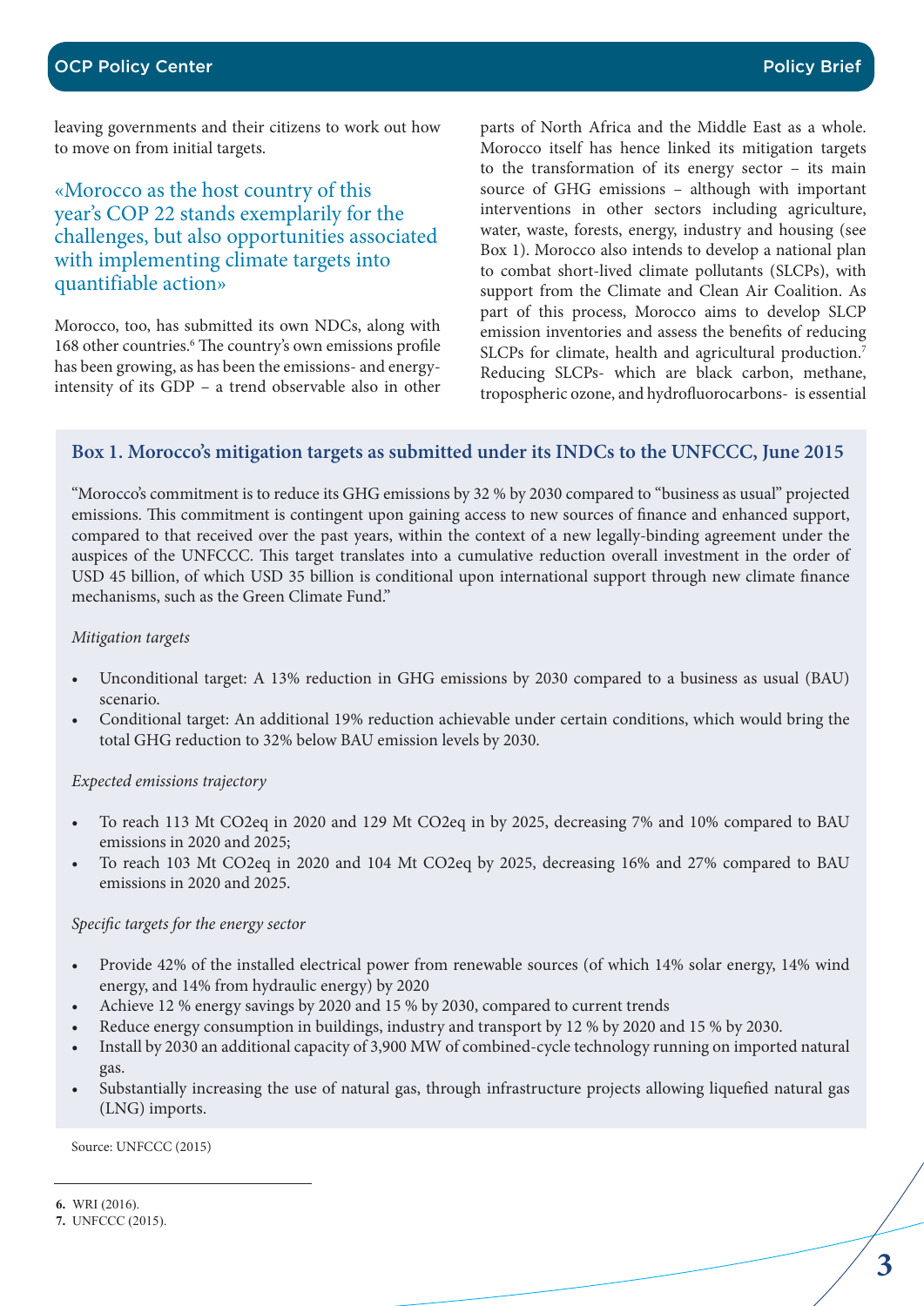leaving governments and their citizens to work out how to move on from initial targets.

> «Morocco as the host country of this year's COP 22 stands exemplarily for the challenges, but also opportunities associated with implementing climate targets into quantifiable action»

Morocco, too, has submitted its own NDCs, along with 168 other countries.[6] The country's own emissions profile has been growing, as has been the emissions- and energy-intensity of its GDP – a trend observable also in other parts of North Africa and the Middle East as a whole. Morocco itself has hence linked its mitigation targets to the transformation of its energy sector – its main source of GHG emissions – although with important interventions in other sectors including agriculture, water, waste, forests, energy, industry and housing (see Box 1). Morocco also intends to develop a national plan to combat short-lived climate pollutants (SLCPs), with support from the Climate and Clean Air Coalition. As part of this process, Morocco aims to develop SLCP emission inventories and assess the benefits of reducing SLCPs for climate, health and agricultural production.[7] Reducing SLCPs- which are black carbon, methane, tropospheric ozone, and hydrofluorocarbons- is essential

### Box 1. Morocco's mitigation targets as submitted under its INDCs to the UNFCCC, June 2015

"Morocco's commitment is to reduce its GHG emissions by 32 % by 2030 compared to "business as usual" projected emissions. This commitment is contingent upon gaining access to new sources of finance and enhanced support, compared to that received over the past years, within the context of a new legally-binding agreement under the auspices of the UNFCCC. This target translates into a cumulative reduction overall investment in the order of USD 45 billion, of which USD 35 billion is conditional upon international support through new climate finance mechanisms, such as the Green Climate Fund."

*Mitigation targets*

- Unconditional target: A 13% reduction in GHG emissions by 2030 compared to a business as usual (BAU) scenario.
- Conditional target: An additional 19% reduction achievable under certain conditions, which would bring the total GHG reduction to 32% below BAU emission levels by 2030.

*Expected emissions trajectory*

- To reach 113 Mt CO2eq in 2020 and 129 Mt CO2eq in by 2025, decreasing 7% and 10% compared to BAU emissions in 2020 and 2025;
- To reach 103 Mt CO2eq in 2020 and 104 Mt CO2eq by 2025, decreasing 16% and 27% compared to BAU emissions in 2020 and 2025.

*Specific targets for the energy sector*

- Provide 42% of the installed electrical power from renewable sources (of which 14% solar energy, 14% wind energy, and 14% from hydraulic energy) by 2020
- Achieve 12 % energy savings by 2020 and 15 % by 2030, compared to current trends
- Reduce energy consumption in buildings, industry and transport by 12 % by 2020 and 15 % by 2030.
- Install by 2030 an additional capacity of 3,900 MW of combined-cycle technology running on imported natural gas.
- Substantially increasing the use of natural gas, through infrastructure projects allowing liquefied natural gas (LNG) imports.

Source: UNFCCC (2015)

---

**6.** WRI (2016).
**7.** UNFCCC (2015).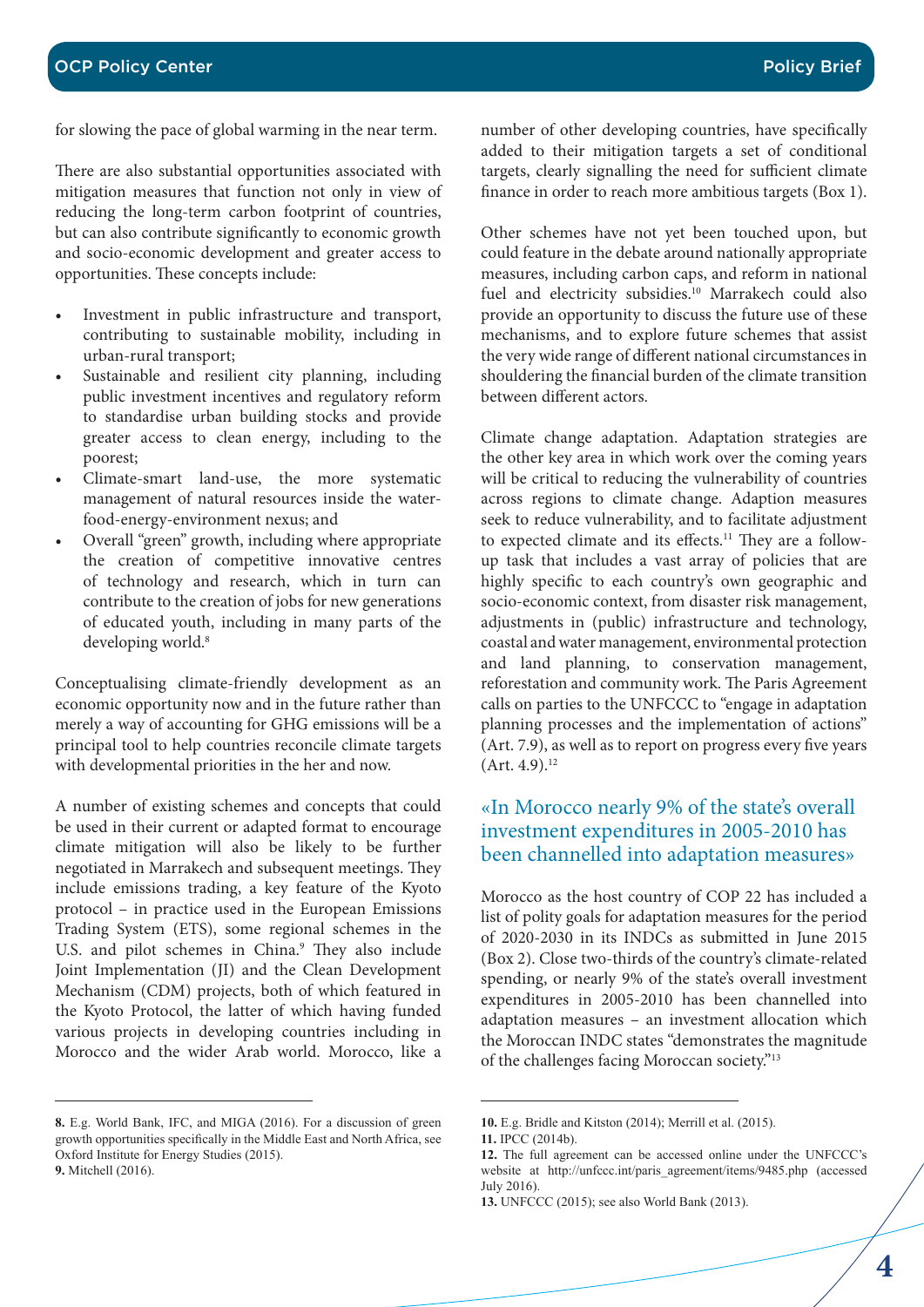for slowing the pace of global warming in the near term.

There are also substantial opportunities associated with mitigation measures that function not only in view of reducing the long-term carbon footprint of countries, but can also contribute significantly to economic growth and socio-economic development and greater access to opportunities. These concepts include:

- Investment in public infrastructure and transport, contributing to sustainable mobility, including in urban-rural transport;
- Sustainable and resilient city planning, including public investment incentives and regulatory reform to standardise urban building stocks and provide greater access to clean energy, including to the poorest;
- Climate-smart land-use, the more systematic management of natural resources inside the water-food-energy-environment nexus; and
- Overall "green" growth, including where appropriate the creation of competitive innovative centres of technology and research, which in turn can contribute to the creation of jobs for new generations of educated youth, including in many parts of the developing world.[8]

Conceptualising climate-friendly development as an economic opportunity now and in the future rather than merely a way of accounting for GHG emissions will be a principal tool to help countries reconcile climate targets with developmental priorities in the her and now.

A number of existing schemes and concepts that could be used in their current or adapted format to encourage climate mitigation will also be likely to be further negotiated in Marrakech and subsequent meetings. They include emissions trading, a key feature of the Kyoto protocol – in practice used in the European Emissions Trading System (ETS), some regional schemes in the U.S. and pilot schemes in China.[9] They also include Joint Implementation (JI) and the Clean Development Mechanism (CDM) projects, both of which featured in the Kyoto Protocol, the latter of which having funded various projects in developing countries including in Morocco and the wider Arab world. Morocco, like a number of other developing countries, have specifically added to their mitigation targets a set of conditional targets, clearly signalling the need for sufficient climate finance in order to reach more ambitious targets (Box 1).

Other schemes have not yet been touched upon, but could feature in the debate around nationally appropriate measures, including carbon caps, and reform in national fuel and electricity subsidies.[10] Marrakech could also provide an opportunity to discuss the future use of these mechanisms, and to explore future schemes that assist the very wide range of different national circumstances in shouldering the financial burden of the climate transition between different actors.

Climate change adaptation. Adaptation strategies are the other key area in which work over the coming years will be critical to reducing the vulnerability of countries across regions to climate change. Adaption measures seek to reduce vulnerability, and to facilitate adjustment to expected climate and its effects.[11] They are a follow-up task that includes a vast array of policies that are highly specific to each country's own geographic and socio-economic context, from disaster risk management, adjustments in (public) infrastructure and technology, coastal and water management, environmental protection and land planning, to conservation management, reforestation and community work. The Paris Agreement calls on parties to the UNFCCC to "engage in adaptation planning processes and the implementation of actions" (Art. 7.9), as well as to report on progress every five years (Art. 4.9).[12]

> «In Morocco nearly 9% of the state's overall investment expenditures in 2005-2010 has been channelled into adaptation measures»

Morocco as the host country of COP 22 has included a list of polity goals for adaptation measures for the period of 2020-2030 in its INDCs as submitted in June 2015 (Box 2). Close two-thirds of the country's climate-related spending, or nearly 9% of the state's overall investment expenditures in 2005-2010 has been channelled into adaptation measures – an investment allocation which the Moroccan INDC states "demonstrates the magnitude of the challenges facing Moroccan society."[13]

---

**8.** E.g. World Bank, IFC, and MIGA (2016). For a discussion of green growth opportunities specifically in the Middle East and North Africa, see Oxford Institute for Energy Studies (2015).
**9.** Mitchell (2016).
**10.** E.g. Bridle and Kitston (2014); Merrill et al. (2015).
**11.** IPCC (2014b).
**12.** The full agreement can be accessed online under the UNFCCC's website at http://unfccc.int/paris_agreement/items/9485.php (accessed July 2016).
**13.** UNFCCC (2015); see also World Bank (2013).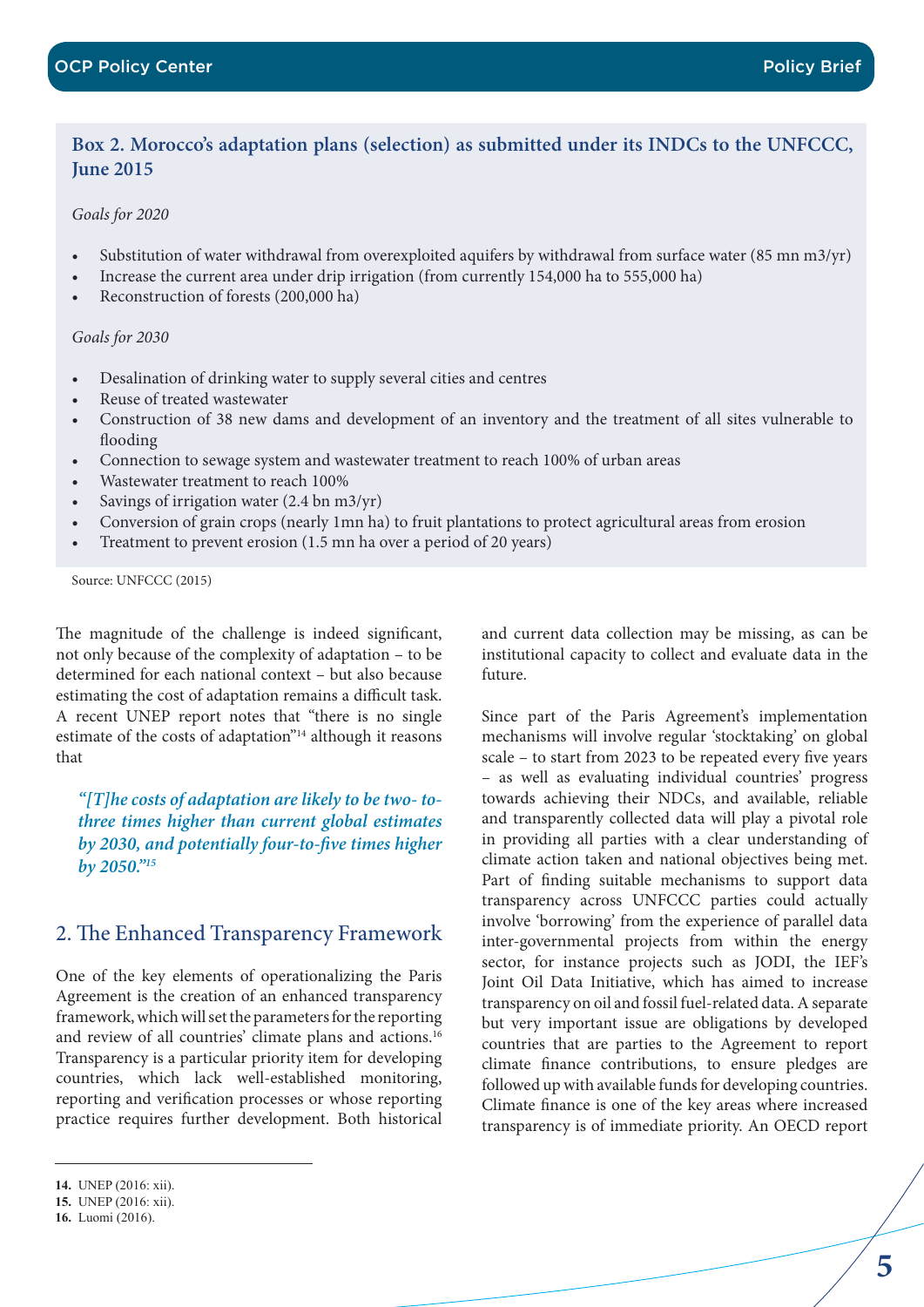**Box 2. Morocco's adaptation plans (selection) as submitted under its INDCs to the UNFCCC, June 2015**

*Goals for 2020*

- Substitution of water withdrawal from overexploited aquifers by withdrawal from surface water (85 mn m3/yr)
- Increase the current area under drip irrigation (from currently 154,000 ha to 555,000 ha)
- Reconstruction of forests (200,000 ha)

*Goals for 2030*

- Desalination of drinking water to supply several cities and centres
- Reuse of treated wastewater
- Construction of 38 new dams and development of an inventory and the treatment of all sites vulnerable to flooding
- Connection to sewage system and wastewater treatment to reach 100% of urban areas
- Wastewater treatment to reach 100%
- Savings of irrigation water (2.4 bn m3/yr)
- Conversion of grain crops (nearly 1mn ha) to fruit plantations to protect agricultural areas from erosion
- Treatment to prevent erosion (1.5 mn ha over a period of 20 years)

Source: UNFCCC (2015)

The magnitude of the challenge is indeed significant, not only because of the complexity of adaptation – to be determined for each national context – but also because estimating the cost of adaptation remains a difficult task. A recent UNEP report notes that "there is no single estimate of the costs of adaptation"[14] although it reasons that

> *"[T]he costs of adaptation are likely to be two- to-three times higher than current global estimates by 2030, and potentially four-to-five times higher by 2050."*[15]

## 2. The Enhanced Transparency Framework

One of the key elements of operationalizing the Paris Agreement is the creation of an enhanced transparency framework, which will set the parameters for the reporting and review of all countries' climate plans and actions.[16] Transparency is a particular priority item for developing countries, which lack well-established monitoring, reporting and verification processes or whose reporting practice requires further development. Both historical and current data collection may be missing, as can be institutional capacity to collect and evaluate data in the future.

Since part of the Paris Agreement's implementation mechanisms will involve regular 'stocktaking' on global scale – to start from 2023 to be repeated every five years – as well as evaluating individual countries' progress towards achieving their NDCs, and available, reliable and transparently collected data will play a pivotal role in providing all parties with a clear understanding of climate action taken and national objectives being met. Part of finding suitable mechanisms to support data transparency across UNFCCC parties could actually involve 'borrowing' from the experience of parallel data inter-governmental projects from within the energy sector, for instance projects such as JODI, the IEF's Joint Oil Data Initiative, which has aimed to increase transparency on oil and fossil fuel-related data. A separate but very important issue are obligations by developed countries that are parties to the Agreement to report climate finance contributions, to ensure pledges are followed up with available funds for developing countries. Climate finance is one of the key areas where increased transparency is of immediate priority. An OECD report

---

14. UNEP (2016: xii).
15. UNEP (2016: xii).
16. Luomi (2016).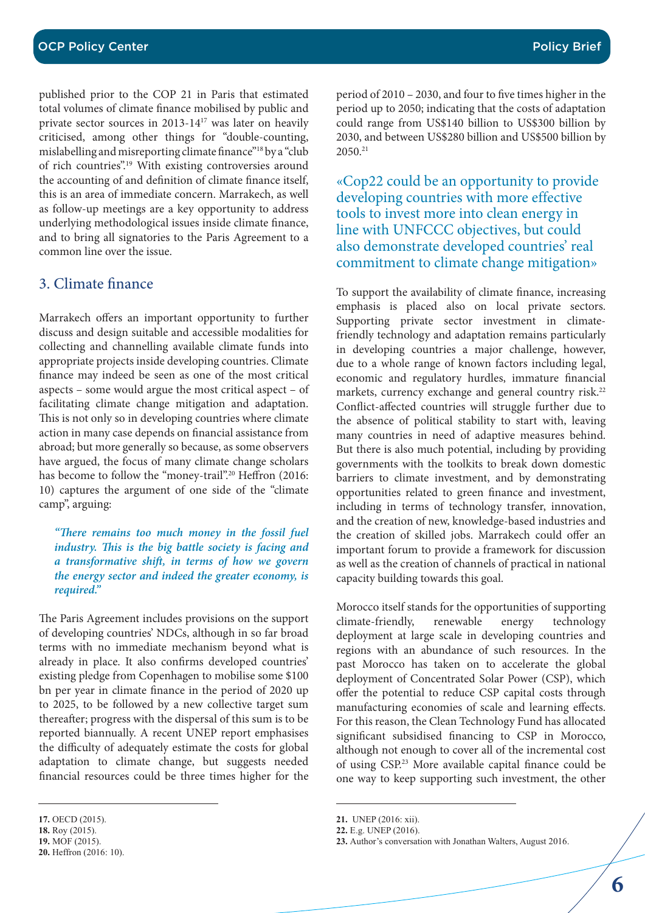published prior to the COP 21 in Paris that estimated total volumes of climate finance mobilised by public and private sector sources in 2013-14[17] was later on heavily criticised, among other things for "double-counting, mislabelling and misreporting climate finance"[18] by a "club of rich countries".[19] With existing controversies around the accounting of and definition of climate finance itself, this is an area of immediate concern. Marrakech, as well as follow-up meetings are a key opportunity to address underlying methodological issues inside climate finance, and to bring all signatories to the Paris Agreement to a common line over the issue.

## 3. Climate finance

Marrakech offers an important opportunity to further discuss and design suitable and accessible modalities for collecting and channelling available climate funds into appropriate projects inside developing countries. Climate finance may indeed be seen as one of the most critical aspects – some would argue the most critical aspect – of facilitating climate change mitigation and adaptation. This is not only so in developing countries where climate action in many case depends on financial assistance from abroad; but more generally so because, as some observers have argued, the focus of many climate change scholars has become to follow the "money-trail".[20] Heffron (2016: 10) captures the argument of one side of the "climate camp", arguing:

> ***"There remains too much money in the fossil fuel industry. This is the big battle society is facing and a transformative shift, in terms of how we govern the energy sector and indeed the greater economy, is required."***

The Paris Agreement includes provisions on the support of developing countries' NDCs, although in so far broad terms with no immediate mechanism beyond what is already in place. It also confirms developed countries' existing pledge from Copenhagen to mobilise some $100 bn per year in climate finance in the period of 2020 up to 2025, to be followed by a new collective target sum thereafter; progress with the dispersal of this sum is to be reported biannually. A recent UNEP report emphasises the difficulty of adequately estimate the costs for global adaptation to climate change, but suggests needed financial resources could be three times higher for the period of 2010 – 2030, and four to five times higher in the period up to 2050; indicating that the costs of adaptation could range from US$140 billion to US$300 billion by 2030, and between US$280 billion and US$500 billion by 2050.[21]

> «Cop22 could be an opportunity to provide developing countries with more effective tools to invest more into clean energy in line with UNFCCC objectives, but could also demonstrate developed countries' real commitment to climate change mitigation»

To support the availability of climate finance, increasing emphasis is placed also on local private sectors. Supporting private sector investment in climate-friendly technology and adaptation remains particularly in developing countries a major challenge, however, due to a whole range of known factors including legal, economic and regulatory hurdles, immature financial markets, currency exchange and general country risk.[22] Conflict-affected countries will struggle further due to the absence of political stability to start with, leaving many countries in need of adaptive measures behind. But there is also much potential, including by providing governments with the toolkits to break down domestic barriers to climate investment, and by demonstrating opportunities related to green finance and investment, including in terms of technology transfer, innovation, and the creation of new, knowledge-based industries and the creation of skilled jobs. Marrakech could offer an important forum to provide a framework for discussion as well as the creation of channels of practical in national capacity building towards this goal.

Morocco itself stands for the opportunities of supporting climate-friendly, renewable energy technology deployment at large scale in developing countries and regions with an abundance of such resources. In the past Morocco has taken on to accelerate the global deployment of Concentrated Solar Power (CSP), which offer the potential to reduce CSP capital costs through manufacturing economies of scale and learning effects. For this reason, the Clean Technology Fund has allocated significant subsidised financing to CSP in Morocco, although not enough to cover all of the incremental cost of using CSP.[23] More available capital finance could be one way to keep supporting such investment, the other

---

**17.** OECD (2015).
**18.** Roy (2015).
**19.** MOF (2015).
**20.** Heffron (2016: 10).
**21.** UNEP (2016: xii).
**22.** E.g. UNEP (2016).
**23.** Author's conversation with Jonathan Walters, August 2016.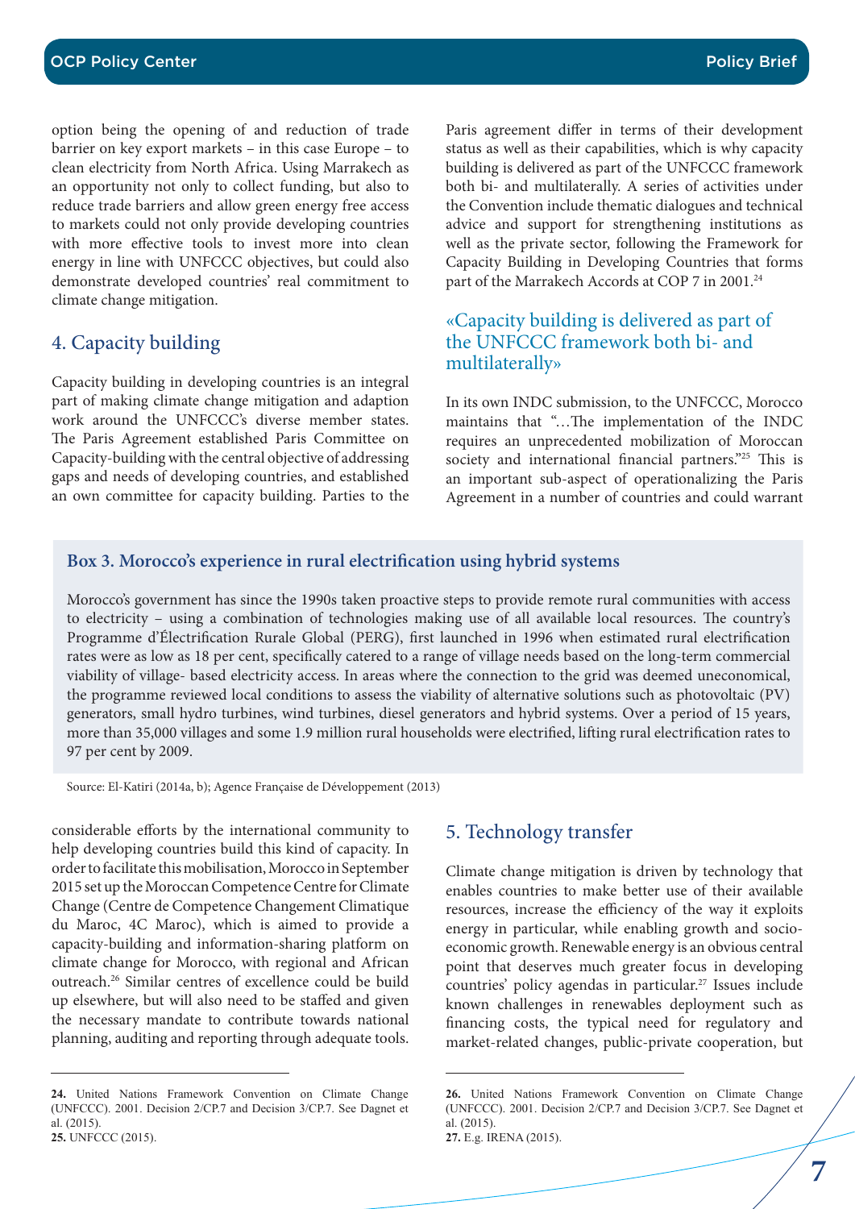option being the opening of and reduction of trade barrier on key export markets – in this case Europe – to clean electricity from North Africa. Using Marrakech as an opportunity not only to collect funding, but also to reduce trade barriers and allow green energy free access to markets could not only provide developing countries with more effective tools to invest more into clean energy in line with UNFCCC objectives, but could also demonstrate developed countries' real commitment to climate change mitigation.

## 4. Capacity building

Capacity building in developing countries is an integral part of making climate change mitigation and adaption work around the UNFCCC's diverse member states. The Paris Agreement established Paris Committee on Capacity-building with the central objective of addressing gaps and needs of developing countries, and established an own committee for capacity building. Parties to the Paris agreement differ in terms of their development status as well as their capabilities, which is why capacity building is delivered as part of the UNFCCC framework both bi- and multilaterally. A series of activities under the Convention include thematic dialogues and technical advice and support for strengthening institutions as well as the private sector, following the Framework for Capacity Building in Developing Countries that forms part of the Marrakech Accords at COP 7 in 2001.[24]

> «Capacity building is delivered as part of the UNFCCC framework both bi- and multilaterally»

In its own INDC submission, to the UNFCCC, Morocco maintains that "…The implementation of the INDC requires an unprecedented mobilization of Moroccan society and international financial partners."[25] This is an important sub-aspect of operationalizing the Paris Agreement in a number of countries and could warrant considerable efforts by the international community to help developing countries build this kind of capacity. In order to facilitate this mobilisation, Morocco in September 2015 set up the Moroccan Competence Centre for Climate Change (Centre de Competence Changement Climatique du Maroc, 4C Maroc), which is aimed to provide a capacity-building and information-sharing platform on climate change for Morocco, with regional and African outreach.[26] Similar centres of excellence could be build up elsewhere, but will also need to be staffed and given the necessary mandate to contribute towards national planning, auditing and reporting through adequate tools.

**Box 3. Morocco's experience in rural electrification using hybrid systems**

Morocco's government has since the 1990s taken proactive steps to provide remote rural communities with access to electricity – using a combination of technologies making use of all available local resources. The country's Programme d'Électrification Rurale Global (PERG), first launched in 1996 when estimated rural electrification rates were as low as 18 per cent, specifically catered to a range of village needs based on the long-term commercial viability of village- based electricity access. In areas where the connection to the grid was deemed uneconomical, the programme reviewed local conditions to assess the viability of alternative solutions such as photovoltaic (PV) generators, small hydro turbines, wind turbines, diesel generators and hybrid systems. Over a period of 15 years, more than 35,000 villages and some 1.9 million rural households were electrified, lifting rural electrification rates to 97 per cent by 2009.

Source: El-Katiri (2014a, b); Agence Française de Développement (2013)

## 5. Technology transfer

Climate change mitigation is driven by technology that enables countries to make better use of their available resources, increase the efficiency of the way it exploits energy in particular, while enabling growth and socio-economic growth. Renewable energy is an obvious central point that deserves much greater focus in developing countries' policy agendas in particular.[27] Issues include known challenges in renewables deployment such as financing costs, the typical need for regulatory and market-related changes, public-private cooperation, but

**24.** United Nations Framework Convention on Climate Change (UNFCCC). 2001. Decision 2/CP.7 and Decision 3/CP.7. See Dagnet et al. (2015).

**25.** UNFCCC (2015).

**26.** United Nations Framework Convention on Climate Change (UNFCCC). 2001. Decision 2/CP.7 and Decision 3/CP.7. See Dagnet et al. (2015).

**27.** E.g. IRENA (2015).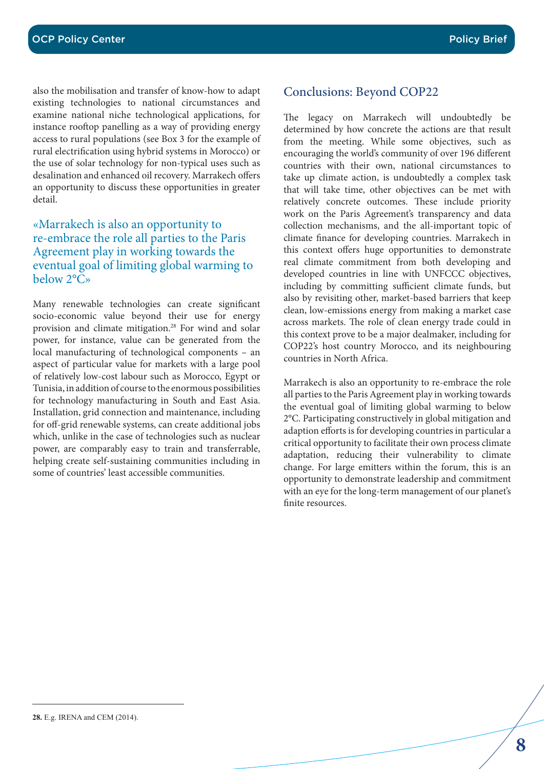also the mobilisation and transfer of know-how to adapt existing technologies to national circumstances and examine national niche technological applications, for instance rooftop panelling as a way of providing energy access to rural populations (see Box 3 for the example of rural electrification using hybrid systems in Morocco) or the use of solar technology for non-typical uses such as desalination and enhanced oil recovery. Marrakech offers an opportunity to discuss these opportunities in greater detail.

> «Marrakech is also an opportunity to re-embrace the role all parties to the Paris Agreement play in working towards the eventual goal of limiting global warming to below 2°C»

Many renewable technologies can create significant socio-economic value beyond their use for energy provision and climate mitigation.[28] For wind and solar power, for instance, value can be generated from the local manufacturing of technological components – an aspect of particular value for markets with a large pool of relatively low-cost labour such as Morocco, Egypt or Tunisia, in addition of course to the enormous possibilities for technology manufacturing in South and East Asia. Installation, grid connection and maintenance, including for off-grid renewable systems, can create additional jobs which, unlike in the case of technologies such as nuclear power, are comparably easy to train and transferrable, helping create self-sustaining communities including in some of countries' least accessible communities.

## Conclusions: Beyond COP22

The legacy on Marrakech will undoubtedly be determined by how concrete the actions are that result from the meeting. While some objectives, such as encouraging the world's community of over 196 different countries with their own, national circumstances to take up climate action, is undoubtedly a complex task that will take time, other objectives can be met with relatively concrete outcomes. These include priority work on the Paris Agreement's transparency and data collection mechanisms, and the all-important topic of climate finance for developing countries. Marrakech in this context offers huge opportunities to demonstrate real climate commitment from both developing and developed countries in line with UNFCCC objectives, including by committing sufficient climate funds, but also by revisiting other, market-based barriers that keep clean, low-emissions energy from making a market case across markets. The role of clean energy trade could in this context prove to be a major dealmaker, including for COP22's host country Morocco, and its neighbouring countries in North Africa.

Marrakech is also an opportunity to re-embrace the role all parties to the Paris Agreement play in working towards the eventual goal of limiting global warming to below 2°C. Participating constructively in global mitigation and adaption efforts is for developing countries in particular a critical opportunity to facilitate their own process climate adaptation, reducing their vulnerability to climate change. For large emitters within the forum, this is an opportunity to demonstrate leadership and commitment with an eye for the long-term management of our planet's finite resources.

---

**28.** E.g. IRENA and CEM (2014).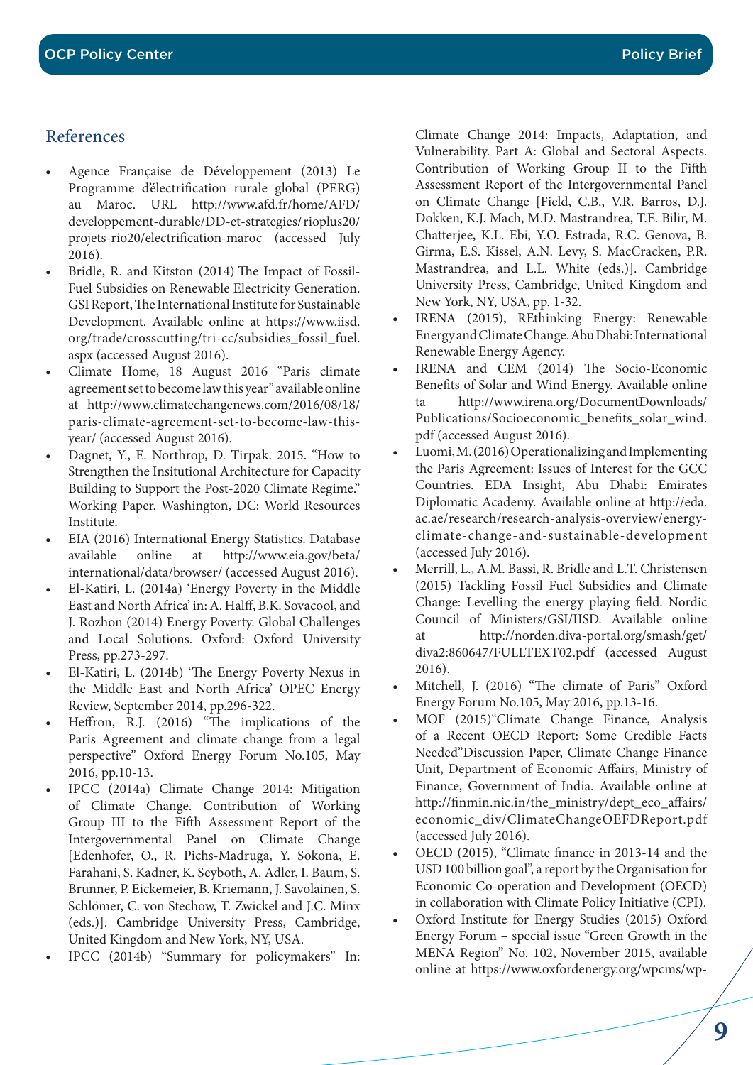## References

- Agence Française de Développement (2013) Le Programme d'électrification rurale global (PERG) au Maroc. URL http://www.afd.fr/home/AFD/developpement-durable/DD-et-strategies/rioplus20/projets-rio20/electrification-maroc (accessed July 2016).
- Bridle, R. and Kitston (2014) The Impact of Fossil-Fuel Subsidies on Renewable Electricity Generation. GSI Report, The International Institute for Sustainable Development. Available online at https://www.iisd.org/trade/crosscutting/tri-cc/subsidies_fossil_fuel.aspx (accessed August 2016).
- Climate Home, 18 August 2016 "Paris climate agreement set to become law this year" available online at http://www.climatechangenews.com/2016/08/18/paris-climate-agreement-set-to-become-law-this-year/ (accessed August 2016).
- Dagnet, Y., E. Northrop, D. Tirpak. 2015. "How to Strengthen the Insitutional Architecture for Capacity Building to Support the Post-2020 Climate Regime." Working Paper. Washington, DC: World Resources Institute.
- EIA (2016) International Energy Statistics. Database available online at http://www.eia.gov/beta/international/data/browser/ (accessed August 2016).
- El-Katiri, L. (2014a) 'Energy Poverty in the Middle East and North Africa' in: A. Halff, B.K. Sovacool, and J. Rozhon (2014) Energy Poverty. Global Challenges and Local Solutions. Oxford: Oxford University Press, pp.273-297.
- El-Katiri, L. (2014b) 'The Energy Poverty Nexus in the Middle East and North Africa' OPEC Energy Review, September 2014, pp.296-322.
- Heffron, R.J. (2016) "The implications of the Paris Agreement and climate change from a legal perspective" Oxford Energy Forum No.105, May 2016, pp.10-13.
- IPCC (2014a) Climate Change 2014: Mitigation of Climate Change. Contribution of Working Group III to the Fifth Assessment Report of the Intergovernmental Panel on Climate Change [Edenhofer, O., R. Pichs-Madruga, Y. Sokona, E. Farahani, S. Kadner, K. Seyboth, A. Adler, I. Baum, S. Brunner, P. Eickemeier, B. Kriemann, J. Savolainen, S. Schlömer, C. von Stechow, T. Zwickel and J.C. Minx (eds.)]. Cambridge University Press, Cambridge, United Kingdom and New York, NY, USA.
- IPCC (2014b) "Summary for policymakers" In: Climate Change 2014: Impacts, Adaptation, and Vulnerability. Part A: Global and Sectoral Aspects. Contribution of Working Group II to the Fifth Assessment Report of the Intergovernmental Panel on Climate Change [Field, C.B., V.R. Barros, D.J. Dokken, K.J. Mach, M.D. Mastrandrea, T.E. Bilir, M. Chatterjee, K.L. Ebi, Y.O. Estrada, R.C. Genova, B. Girma, E.S. Kissel, A.N. Levy, S. MacCracken, P.R. Mastrandrea, and L.L. White (eds.)]. Cambridge University Press, Cambridge, United Kingdom and New York, NY, USA, pp. 1-32.
- IRENA (2015), REthinking Energy: Renewable Energy and Climate Change. Abu Dhabi: International Renewable Energy Agency.
- IRENA and CEM (2014) The Socio-Economic Benefits of Solar and Wind Energy. Available online ta http://www.irena.org/DocumentDownloads/Publications/Socioeconomic_benefits_solar_wind.pdf (accessed August 2016).
- Luomi, M. (2016) Operationalizing and Implementing the Paris Agreement: Issues of Interest for the GCC Countries. EDA Insight, Abu Dhabi: Emirates Diplomatic Academy. Available online at http://eda.ac.ae/research/research-analysis-overview/energy-climate-change-and-sustainable-development (accessed July 2016).
- Merrill, L., A.M. Bassi, R. Bridle and L.T. Christensen (2015) Tackling Fossil Fuel Subsidies and Climate Change: Levelling the energy playing field. Nordic Council of Ministers/GSI/IISD. Available online at http://norden.diva-portal.org/smash/get/diva2:860647/FULLTEXT02.pdf (accessed August 2016).
- Mitchell, J. (2016) "The climate of Paris" Oxford Energy Forum No.105, May 2016, pp.13-16.
- MOF (2015)"Climate Change Finance, Analysis of a Recent OECD Report: Some Credible Facts Needed"Discussion Paper, Climate Change Finance Unit, Department of Economic Affairs, Ministry of Finance, Government of India. Available online at http://finmin.nic.in/the_ministry/dept_eco_affairs/economic_div/ClimateChangeOEFDReport.pdf (accessed July 2016).
- OECD (2015), "Climate finance in 2013-14 and the USD 100 billion goal", a report by the Organisation for Economic Co-operation and Development (OECD) in collaboration with Climate Policy Initiative (CPI).
- Oxford Institute for Energy Studies (2015) Oxford Energy Forum – special issue "Green Growth in the MENA Region" No. 102, November 2015, available online at https://www.oxfordenergy.org/wpcms/wp-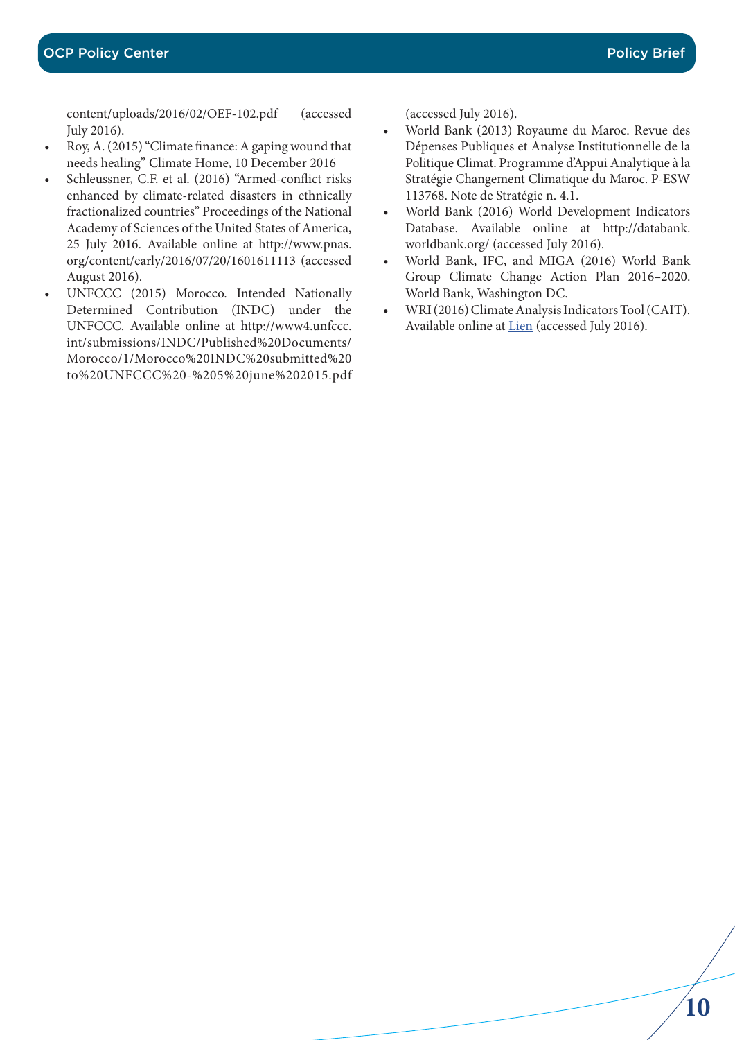content/uploads/2016/02/OEF-102.pdf (accessed July 2016).

- Roy, A. (2015) "Climate finance: A gaping wound that needs healing" Climate Home, 10 December 2016
- Schleussner, C.F. et al. (2016) "Armed-conflict risks enhanced by climate-related disasters in ethnically fractionalized countries" Proceedings of the National Academy of Sciences of the United States of America, 25 July 2016. Available online at http://www.pnas.org/content/early/2016/07/20/1601611113 (accessed August 2016).
- UNFCCC (2015) Morocco. Intended Nationally Determined Contribution (INDC) under the UNFCCC. Available online at http://www4.unfccc.int/submissions/INDC/Published%20Documents/Morocco/1/Morocco%20INDC%20submitted%20to%20UNFCCC%20-%205%20june%202015.pdf (accessed July 2016).
- World Bank (2013) Royaume du Maroc. Revue des Dépenses Publiques et Analyse Institutionnelle de la Politique Climat. Programme d'Appui Analytique à la Stratégie Changement Climatique du Maroc. P-ESW 113768. Note de Stratégie n. 4.1.
- World Bank (2016) World Development Indicators Database. Available online at http://databank.worldbank.org/ (accessed July 2016).
- World Bank, IFC, and MIGA (2016) World Bank Group Climate Change Action Plan 2016–2020. World Bank, Washington DC.
- WRI (2016) Climate Analysis Indicators Tool (CAIT). Available online at Lien (accessed July 2016).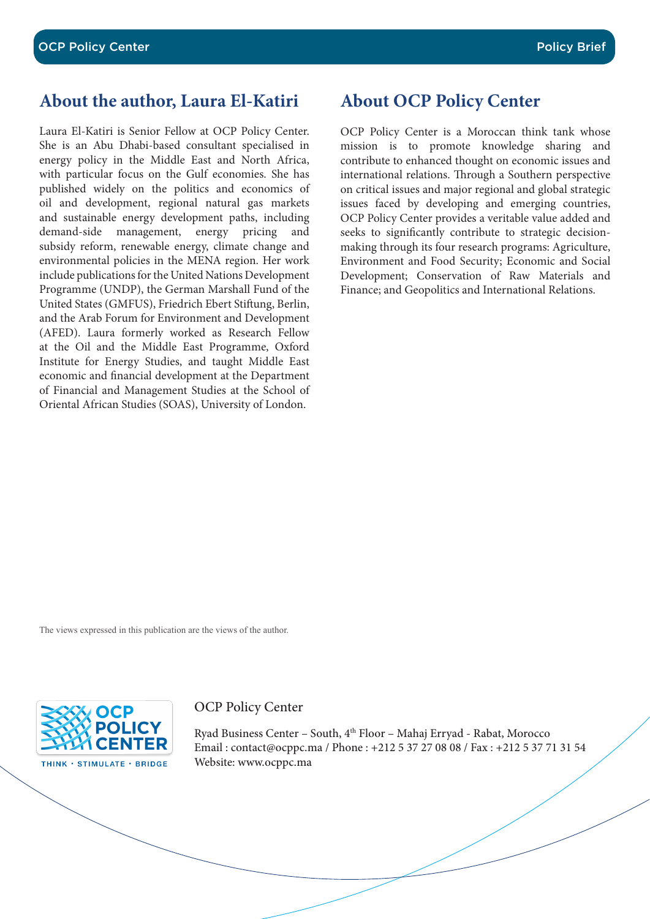## About the author, Laura El-Katiri

Laura El-Katiri is Senior Fellow at OCP Policy Center. She is an Abu Dhabi-based consultant specialised in energy policy in the Middle East and North Africa, with particular focus on the Gulf economies. She has published widely on the politics and economics of oil and development, regional natural gas markets and sustainable energy development paths, including demand-side management, energy pricing and subsidy reform, renewable energy, climate change and environmental policies in the MENA region. Her work include publications for the United Nations Development Programme (UNDP), the German Marshall Fund of the United States (GMFUS), Friedrich Ebert Stiftung, Berlin, and the Arab Forum for Environment and Development (AFED). Laura formerly worked as Research Fellow at the Oil and the Middle East Programme, Oxford Institute for Energy Studies, and taught Middle East economic and financial development at the Department of Financial and Management Studies at the School of Oriental African Studies (SOAS), University of London.

## About OCP Policy Center

OCP Policy Center is a Moroccan think tank whose mission is to promote knowledge sharing and contribute to enhanced thought on economic issues and international relations. Through a Southern perspective on critical issues and major regional and global strategic issues faced by developing and emerging countries, OCP Policy Center provides a veritable value added and seeks to significantly contribute to strategic decision-making through its four research programs: Agriculture, Environment and Food Security; Economic and Social Development; Conservation of Raw Materials and Finance; and Geopolitics and International Relations.

The views expressed in this publication are the views of the author.

OCP Policy Center

Ryad Business Center – South, 4th Floor – Mahaj Erryad - Rabat, Morocco
Email : contact@ocppc.ma / Phone : +212 5 37 27 08 08 / Fax : +212 5 37 71 31 54
Website: www.ocppc.ma